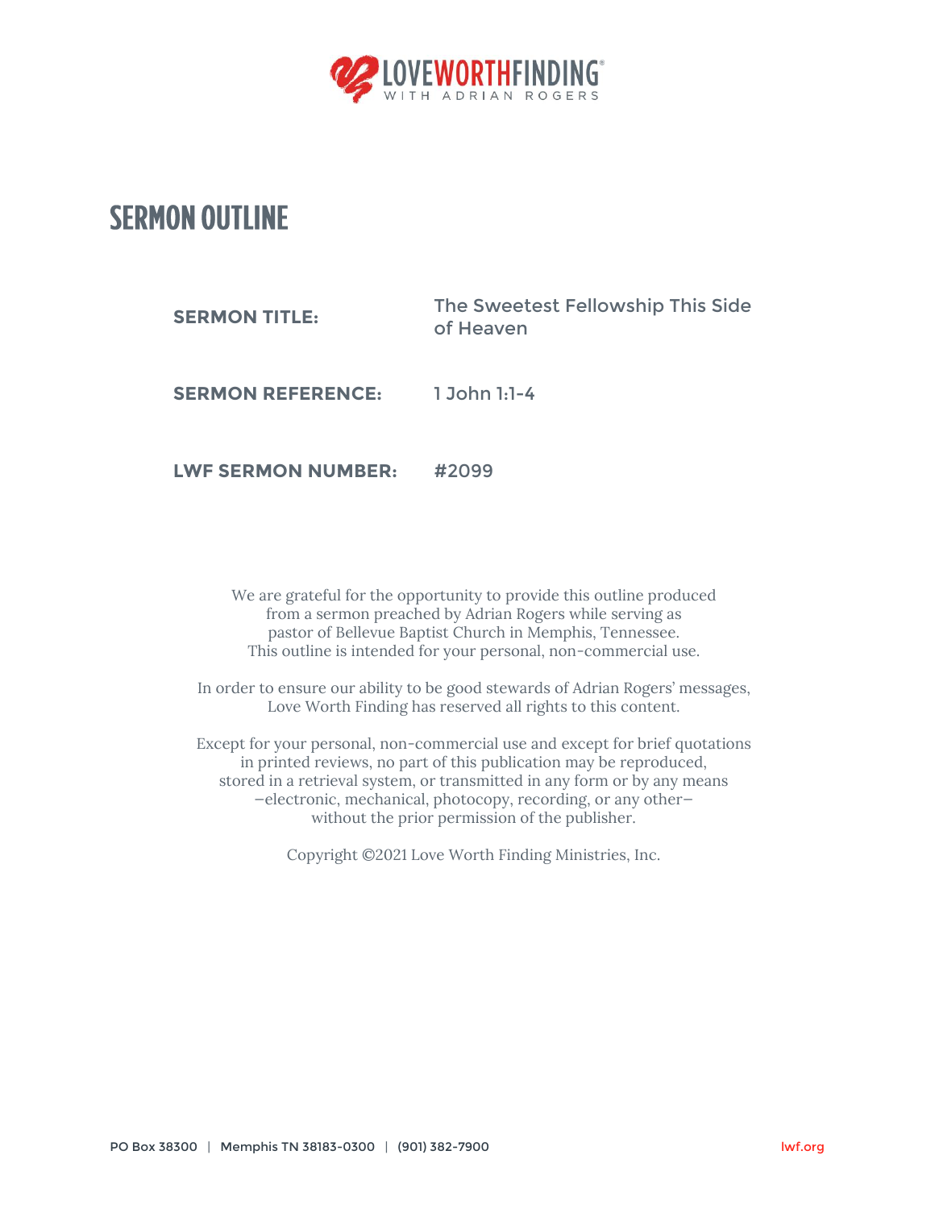LOVEWORTHFINDING®
WITH ADRIAN ROGERS

# SERMON OUTLINE

**SERMON TITLE:** The Sweetest Fellowship This Side of Heaven

**SERMON REFERENCE:** 1 John 1:1-4

**LWF SERMON NUMBER:** #2099

We are grateful for the opportunity to provide this outline produced from a sermon preached by Adrian Rogers while serving as pastor of Bellevue Baptist Church in Memphis, Tennessee. This outline is intended for your personal, non-commercial use.

In order to ensure our ability to be good stewards of Adrian Rogers' messages, Love Worth Finding has reserved all rights to this content.

Except for your personal, non-commercial use and except for brief quotations in printed reviews, no part of this publication may be reproduced, stored in a retrieval system, or transmitted in any form or by any means —electronic, mechanical, photocopy, recording, or any other— without the prior permission of the publisher.

Copyright ©2021 Love Worth Finding Ministries, Inc.

PO Box 38300 | Memphis TN 38183-0300 | (901) 382-7900 lwf.org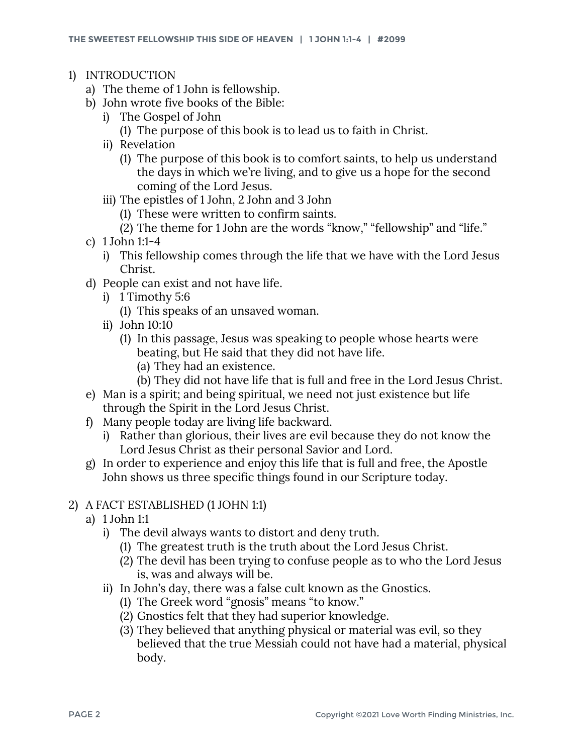1) INTRODUCTION
   a) The theme of 1 John is fellowship.
   b) John wrote five books of the Bible:
      i) The Gospel of John
         (1) The purpose of this book is to lead us to faith in Christ.
      ii) Revelation
         (1) The purpose of this book is to comfort saints, to help us understand the days in which we're living, and to give us a hope for the second coming of the Lord Jesus.
      iii) The epistles of 1 John, 2 John and 3 John
         (1) These were written to confirm saints.
         (2) The theme for 1 John are the words "know," "fellowship" and "life."
   c) 1 John 1:1-4
      i) This fellowship comes through the life that we have with the Lord Jesus Christ.
   d) People can exist and not have life.
      i) 1 Timothy 5:6
         (1) This speaks of an unsaved woman.
      ii) John 10:10
         (1) In this passage, Jesus was speaking to people whose hearts were beating, but He said that they did not have life.
            (a) They had an existence.
            (b) They did not have life that is full and free in the Lord Jesus Christ.
   e) Man is a spirit; and being spiritual, we need not just existence but life through the Spirit in the Lord Jesus Christ.
   f) Many people today are living life backward.
      i) Rather than glorious, their lives are evil because they do not know the Lord Jesus Christ as their personal Savior and Lord.
   g) In order to experience and enjoy this life that is full and free, the Apostle John shows us three specific things found in our Scripture today.

2) A FACT ESTABLISHED (1 JOHN 1:1)
   a) 1 John 1:1
      i) The devil always wants to distort and deny truth.
         (1) The greatest truth is the truth about the Lord Jesus Christ.
         (2) The devil has been trying to confuse people as to who the Lord Jesus is, was and always will be.
      ii) In John's day, there was a false cult known as the Gnostics.
         (1) The Greek word "gnosis" means "to know."
         (2) Gnostics felt that they had superior knowledge.
         (3) They believed that anything physical or material was evil, so they believed that the true Messiah could not have had a material, physical body.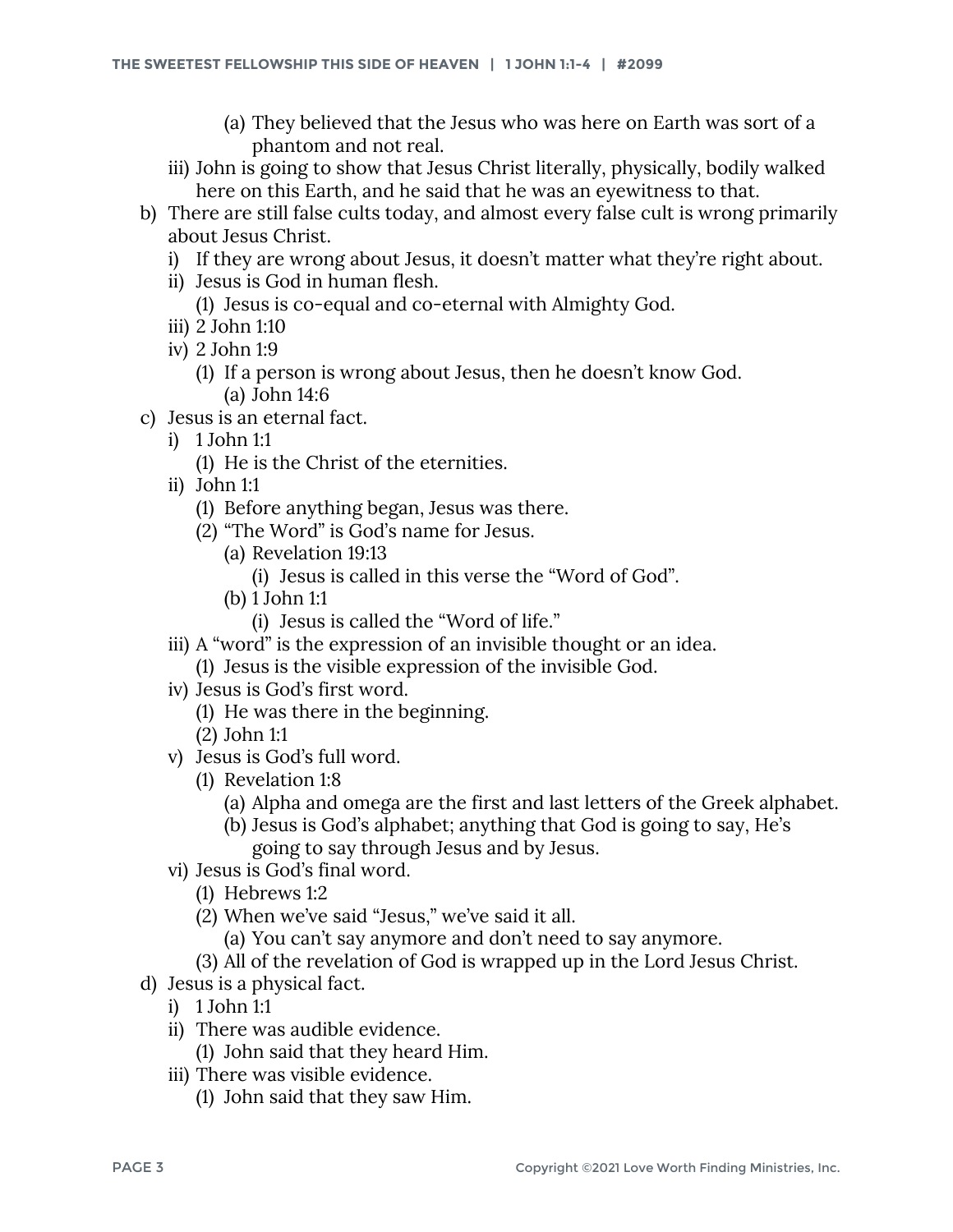- (a) They believed that the Jesus who was here on Earth was sort of a phantom and not real.
- iii) John is going to show that Jesus Christ literally, physically, bodily walked here on this Earth, and he said that he was an eyewitness to that.

b) There are still false cults today, and almost every false cult is wrong primarily about Jesus Christ.
   - i) If they are wrong about Jesus, it doesn't matter what they're right about.
   - ii) Jesus is God in human flesh.
     - (1) Jesus is co-equal and co-eternal with Almighty God.
   - iii) 2 John 1:10
   - iv) 2 John 1:9
     - (1) If a person is wrong about Jesus, then he doesn't know God.
       - (a) John 14:6

c) Jesus is an eternal fact.
   - i) 1 John 1:1
     - (1) He is the Christ of the eternities.
   - ii) John 1:1
     - (1) Before anything began, Jesus was there.
     - (2) "The Word" is God's name for Jesus.
       - (a) Revelation 19:13
         - (i) Jesus is called in this verse the "Word of God".
       - (b) 1 John 1:1
         - (i) Jesus is called the "Word of life."
   - iii) A "word" is the expression of an invisible thought or an idea.
     - (1) Jesus is the visible expression of the invisible God.
   - iv) Jesus is God's first word.
     - (1) He was there in the beginning.
     - (2) John 1:1
   - v) Jesus is God's full word.
     - (1) Revelation 1:8
       - (a) Alpha and omega are the first and last letters of the Greek alphabet.
       - (b) Jesus is God's alphabet; anything that God is going to say, He's going to say through Jesus and by Jesus.
   - vi) Jesus is God's final word.
     - (1) Hebrews 1:2
     - (2) When we've said "Jesus," we've said it all.
       - (a) You can't say anymore and don't need to say anymore.
     - (3) All of the revelation of God is wrapped up in the Lord Jesus Christ.

d) Jesus is a physical fact.
   - i) 1 John 1:1
   - ii) There was audible evidence.
     - (1) John said that they heard Him.
   - iii) There was visible evidence.
     - (1) John said that they saw Him.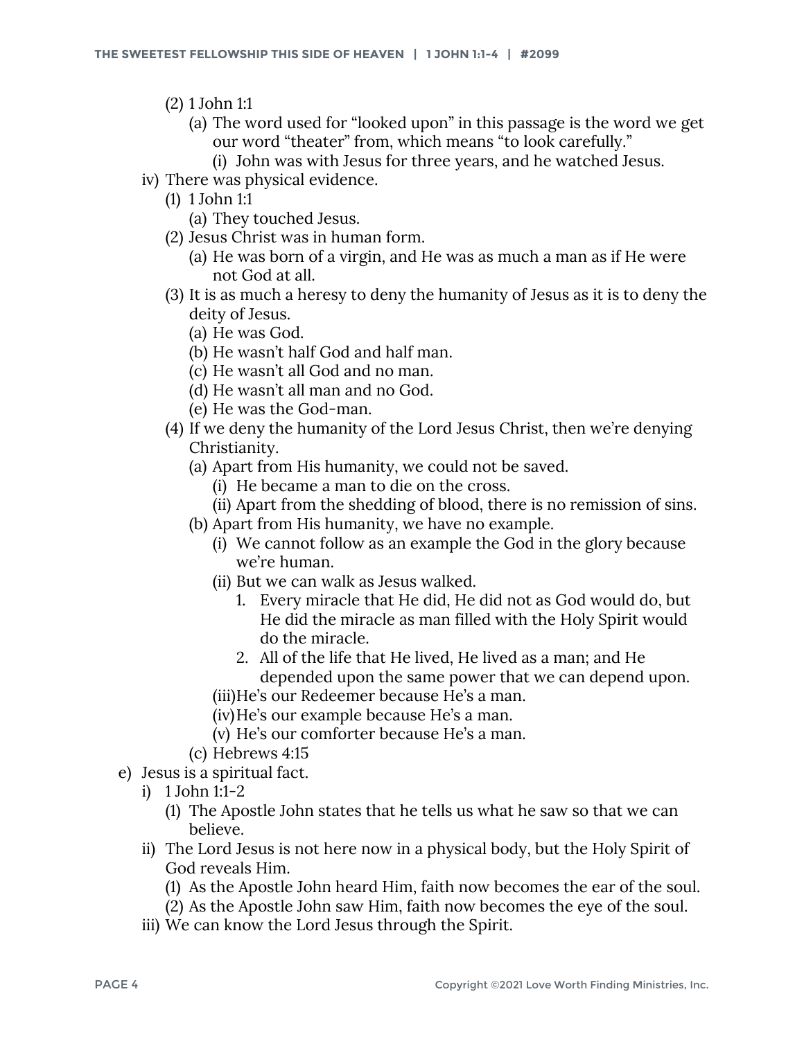- (2) 1 John 1:1
        - (a) The word used for "looked upon" in this passage is the word we get our word "theater" from, which means "to look carefully."
          - (i) John was with Jesus for three years, and he watched Jesus.
    - iv) There was physical evidence.
      - (1) 1 John 1:1
        - (a) They touched Jesus.
      - (2) Jesus Christ was in human form.
        - (a) He was born of a virgin, and He was as much a man as if He were not God at all.
      - (3) It is as much a heresy to deny the humanity of Jesus as it is to deny the deity of Jesus.
        - (a) He was God.
        - (b) He wasn't half God and half man.
        - (c) He wasn't all God and no man.
        - (d) He wasn't all man and no God.
        - (e) He was the God-man.
      - (4) If we deny the humanity of the Lord Jesus Christ, then we're denying Christianity.
        - (a) Apart from His humanity, we could not be saved.
          - (i) He became a man to die on the cross.
          - (ii) Apart from the shedding of blood, there is no remission of sins.
        - (b) Apart from His humanity, we have no example.
          - (i) We cannot follow as an example the God in the glory because we're human.
          - (ii) But we can walk as Jesus walked.
            1. Every miracle that He did, He did not as God would do, but He did the miracle as man filled with the Holy Spirit would do the miracle.
            2. All of the life that He lived, He lived as a man; and He depended upon the same power that we can depend upon.
          - (iii) He's our Redeemer because He's a man.
          - (iv) He's our example because He's a man.
          - (v) He's our comforter because He's a man.
        - (c) Hebrews 4:15
  - e) Jesus is a spiritual fact.
    - i) 1 John 1:1-2
      - (1) The Apostle John states that he tells us what he saw so that we can believe.
    - ii) The Lord Jesus is not here now in a physical body, but the Holy Spirit of God reveals Him.
      - (1) As the Apostle John heard Him, faith now becomes the ear of the soul.
      - (2) As the Apostle John saw Him, faith now becomes the eye of the soul.
    - iii) We can know the Lord Jesus through the Spirit.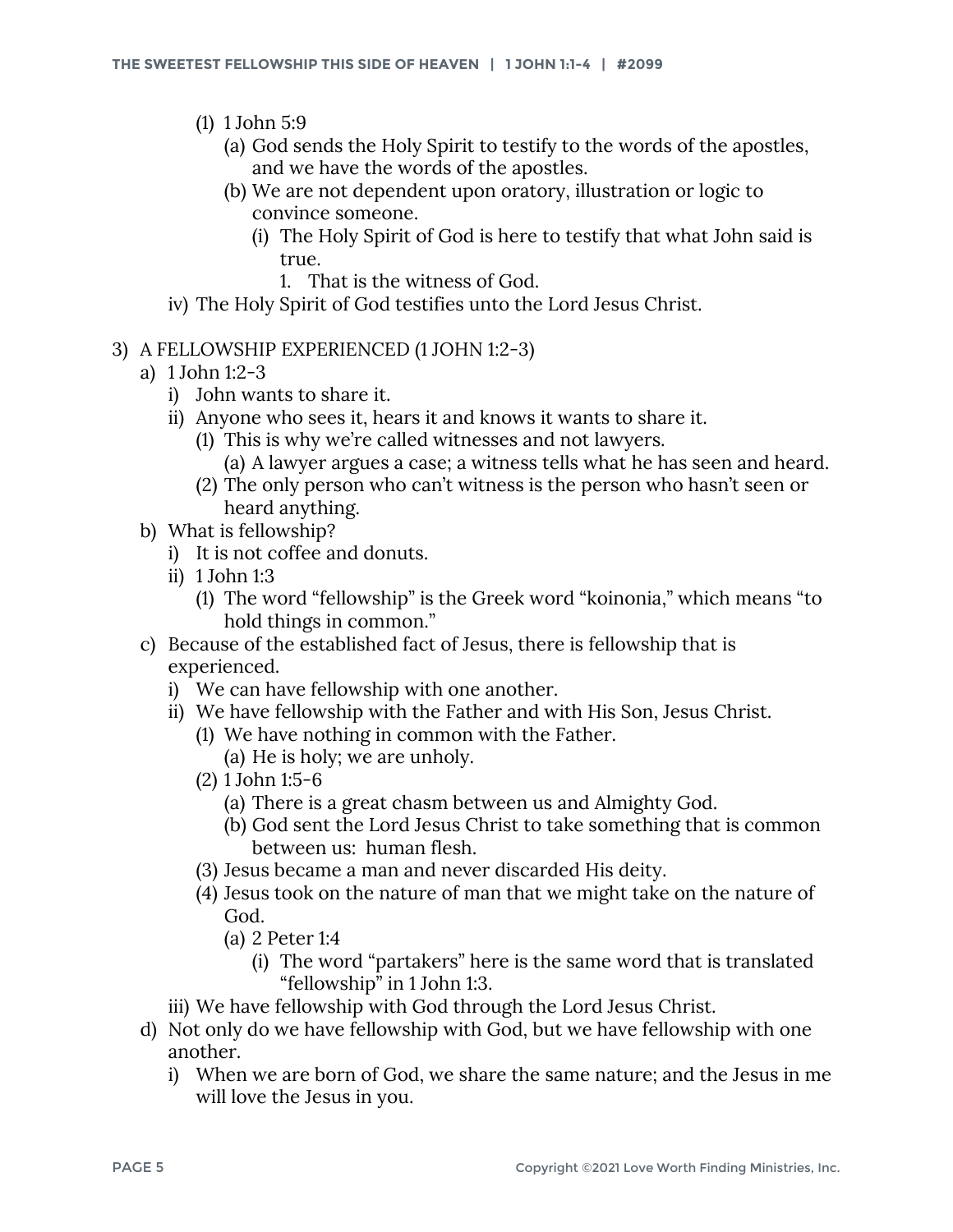- (1) 1 John 5:9
  - (a) God sends the Holy Spirit to testify to the words of the apostles, and we have the words of the apostles.
  - (b) We are not dependent upon oratory, illustration or logic to convince someone.
    - (i) The Holy Spirit of God is here to testify that what John said is true.
      1. That is the witness of God.
- iv) The Holy Spirit of God testifies unto the Lord Jesus Christ.

3) A FELLOWSHIP EXPERIENCED (1 JOHN 1:2-3)
- a) 1 John 1:2-3
  - i) John wants to share it.
  - ii) Anyone who sees it, hears it and knows it wants to share it.
    - (1) This is why we're called witnesses and not lawyers.
      - (a) A lawyer argues a case; a witness tells what he has seen and heard.
    - (2) The only person who can't witness is the person who hasn't seen or heard anything.
- b) What is fellowship?
  - i) It is not coffee and donuts.
  - ii) 1 John 1:3
    - (1) The word "fellowship" is the Greek word "koinonia," which means "to hold things in common."
- c) Because of the established fact of Jesus, there is fellowship that is experienced.
  - i) We can have fellowship with one another.
  - ii) We have fellowship with the Father and with His Son, Jesus Christ.
    - (1) We have nothing in common with the Father.
      - (a) He is holy; we are unholy.
    - (2) 1 John 1:5-6
      - (a) There is a great chasm between us and Almighty God.
      - (b) God sent the Lord Jesus Christ to take something that is common between us: human flesh.
    - (3) Jesus became a man and never discarded His deity.
    - (4) Jesus took on the nature of man that we might take on the nature of God.
      - (a) 2 Peter 1:4
        - (i) The word "partakers" here is the same word that is translated "fellowship" in 1 John 1:3.
  - iii) We have fellowship with God through the Lord Jesus Christ.
- d) Not only do we have fellowship with God, but we have fellowship with one another.
  - i) When we are born of God, we share the same nature; and the Jesus in me will love the Jesus in you.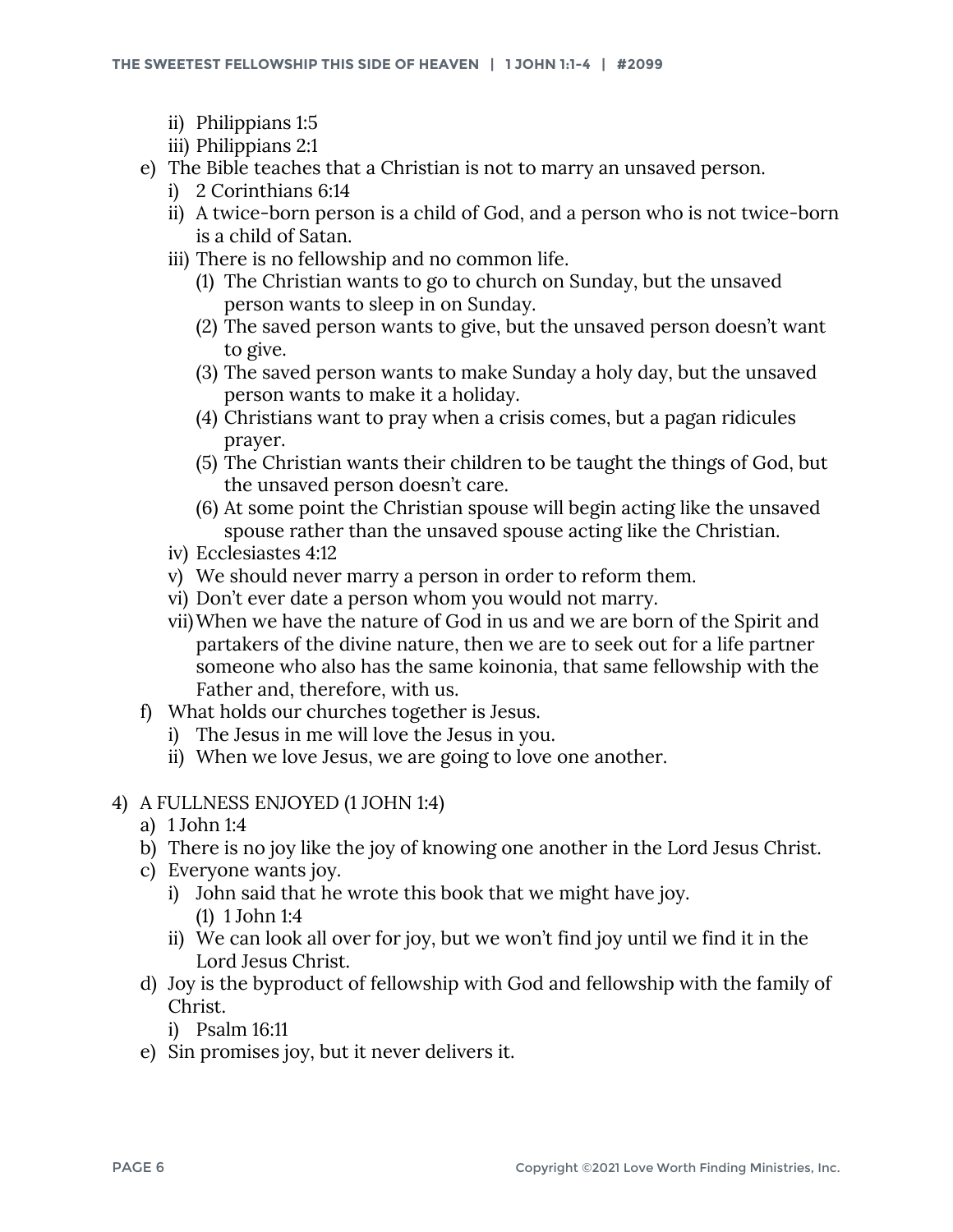- ii) Philippians 1:5
- iii) Philippians 2:1

- e) The Bible teaches that a Christian is not to marry an unsaved person.
  - i) 2 Corinthians 6:14
  - ii) A twice-born person is a child of God, and a person who is not twice-born is a child of Satan.
  - iii) There is no fellowship and no common life.
    - (1) The Christian wants to go to church on Sunday, but the unsaved person wants to sleep in on Sunday.
    - (2) The saved person wants to give, but the unsaved person doesn't want to give.
    - (3) The saved person wants to make Sunday a holy day, but the unsaved person wants to make it a holiday.
    - (4) Christians want to pray when a crisis comes, but a pagan ridicules prayer.
    - (5) The Christian wants their children to be taught the things of God, but the unsaved person doesn't care.
    - (6) At some point the Christian spouse will begin acting like the unsaved spouse rather than the unsaved spouse acting like the Christian.
  - iv) Ecclesiastes 4:12
  - v) We should never marry a person in order to reform them.
  - vi) Don't ever date a person whom you would not marry.
  - vii) When we have the nature of God in us and we are born of the Spirit and partakers of the divine nature, then we are to seek out for a life partner someone who also has the same koinonia, that same fellowship with the Father and, therefore, with us.
- f) What holds our churches together is Jesus.
  - i) The Jesus in me will love the Jesus in you.
  - ii) When we love Jesus, we are going to love one another.

4) A FULLNESS ENJOYED (1 JOHN 1:4)
- a) 1 John 1:4
- b) There is no joy like the joy of knowing one another in the Lord Jesus Christ.
- c) Everyone wants joy.
  - i) John said that he wrote this book that we might have joy.
    - (1) 1 John 1:4
  - ii) We can look all over for joy, but we won't find joy until we find it in the Lord Jesus Christ.
- d) Joy is the byproduct of fellowship with God and fellowship with the family of Christ.
  - i) Psalm 16:11
- e) Sin promises joy, but it never delivers it.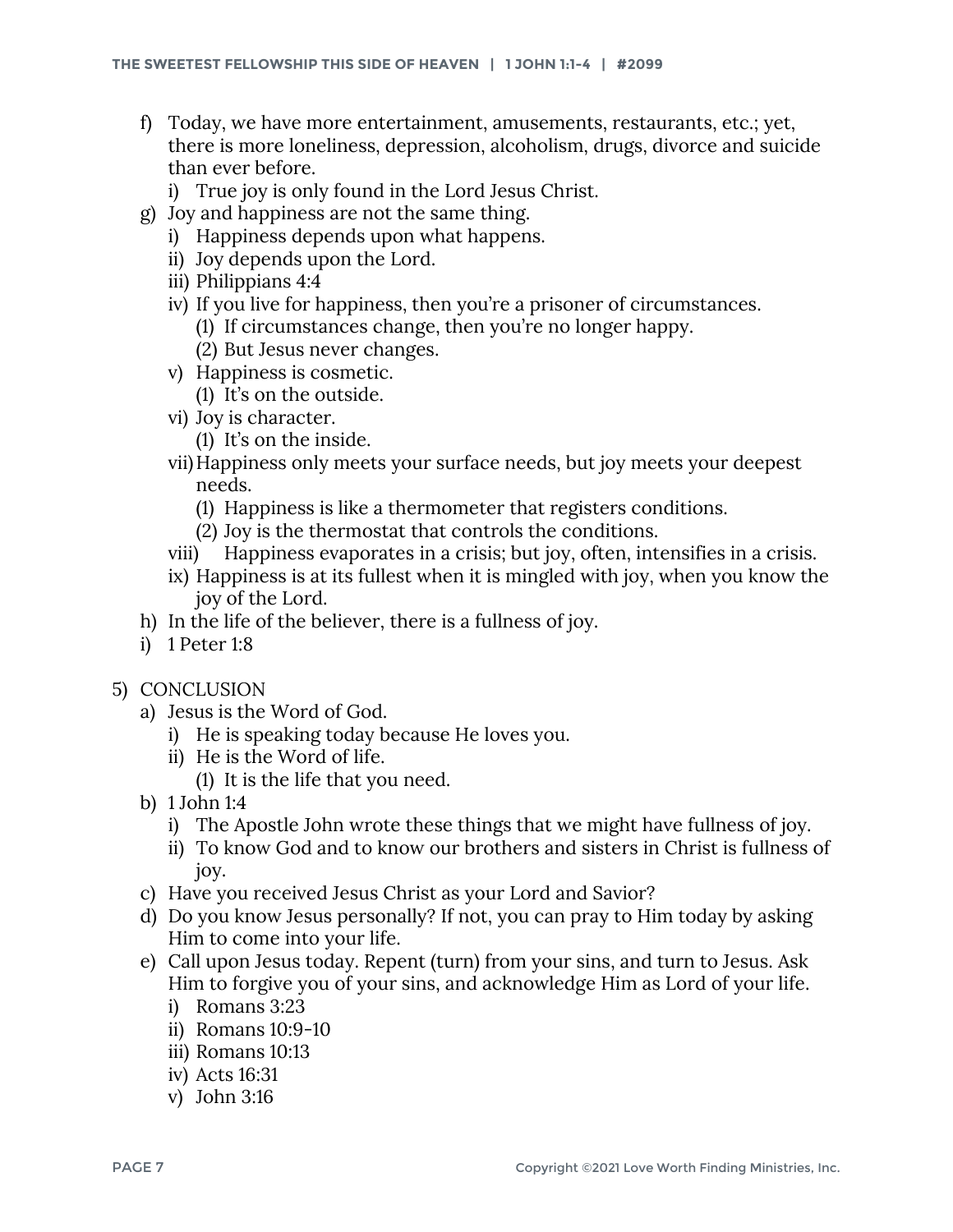f) Today, we have more entertainment, amusements, restaurants, etc.; yet, there is more loneliness, depression, alcoholism, drugs, divorce and suicide than ever before.
   i) True joy is only found in the Lord Jesus Christ.

g) Joy and happiness are not the same thing.
   i) Happiness depends upon what happens.
   ii) Joy depends upon the Lord.
   iii) Philippians 4:4
   iv) If you live for happiness, then you're a prisoner of circumstances.
      (1) If circumstances change, then you're no longer happy.
      (2) But Jesus never changes.
   v) Happiness is cosmetic.
      (1) It's on the outside.
   vi) Joy is character.
      (1) It's on the inside.
   vii) Happiness only meets your surface needs, but joy meets your deepest needs.
      (1) Happiness is like a thermometer that registers conditions.
      (2) Joy is the thermostat that controls the conditions.
   viii) Happiness evaporates in a crisis; but joy, often, intensifies in a crisis.
   ix) Happiness is at its fullest when it is mingled with joy, when you know the joy of the Lord.

h) In the life of the believer, there is a fullness of joy.

i) 1 Peter 1:8

5) CONCLUSION

a) Jesus is the Word of God.
   i) He is speaking today because He loves you.
   ii) He is the Word of life.
      (1) It is the life that you need.

b) 1 John 1:4
   i) The Apostle John wrote these things that we might have fullness of joy.
   ii) To know God and to know our brothers and sisters in Christ is fullness of joy.

c) Have you received Jesus Christ as your Lord and Savior?

d) Do you know Jesus personally? If not, you can pray to Him today by asking Him to come into your life.

e) Call upon Jesus today. Repent (turn) from your sins, and turn to Jesus. Ask Him to forgive you of your sins, and acknowledge Him as Lord of your life.
   i) Romans 3:23
   ii) Romans 10:9-10
   iii) Romans 10:13
   iv) Acts 16:31
   v) John 3:16